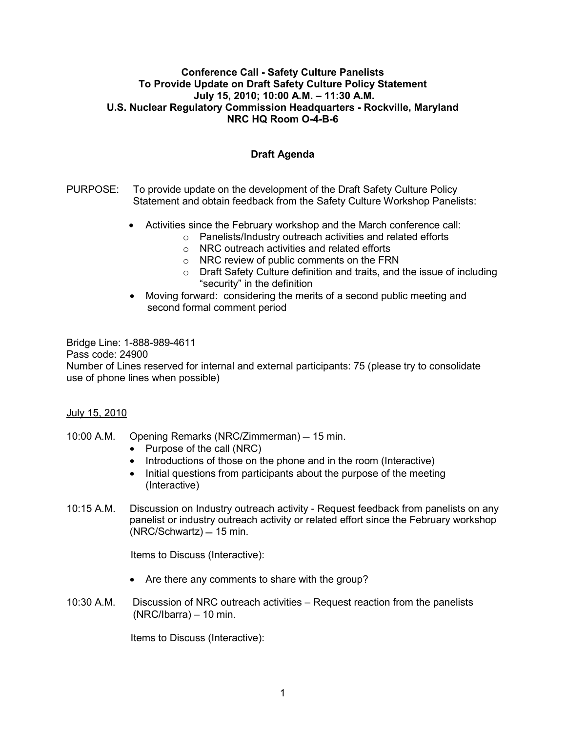**Conference Call - Safety Culture Panelists**
**To Provide Update on Draft Safety Culture Policy Statement**
**July 15, 2010; 10:00 A.M. – 11:30 A.M.**
**U.S. Nuclear Regulatory Commission Headquarters - Rockville, Maryland**
**NRC HQ Room O-4-B-6**

## Draft Agenda

PURPOSE: To provide update on the development of the Draft Safety Culture Policy Statement and obtain feedback from the Safety Culture Workshop Panelists:

- Activities since the February workshop and the March conference call:
  - Panelists/Industry outreach activities and related efforts
  - NRC outreach activities and related efforts
  - NRC review of public comments on the FRN
  - Draft Safety Culture definition and traits, and the issue of including "security" in the definition
- Moving forward: considering the merits of a second public meeting and second formal comment period

Bridge Line: 1-888-989-4611
Pass code: 24900
Number of Lines reserved for internal and external participants: 75 (please try to consolidate use of phone lines when possible)

July 15, 2010

10:00 A.M. Opening Remarks (NRC/Zimmerman) – 15 min.

- Purpose of the call (NRC)
- Introductions of those on the phone and in the room (Interactive)
- Initial questions from participants about the purpose of the meeting (Interactive)

10:15 A.M. Discussion on Industry outreach activity - Request feedback from panelists on any panelist or industry outreach activity or related effort since the February workshop (NRC/Schwartz) – 15 min.

Items to Discuss (Interactive):

- Are there any comments to share with the group?

10:30 A.M. Discussion of NRC outreach activities – Request reaction from the panelists (NRC/Ibarra) – 10 min.

Items to Discuss (Interactive):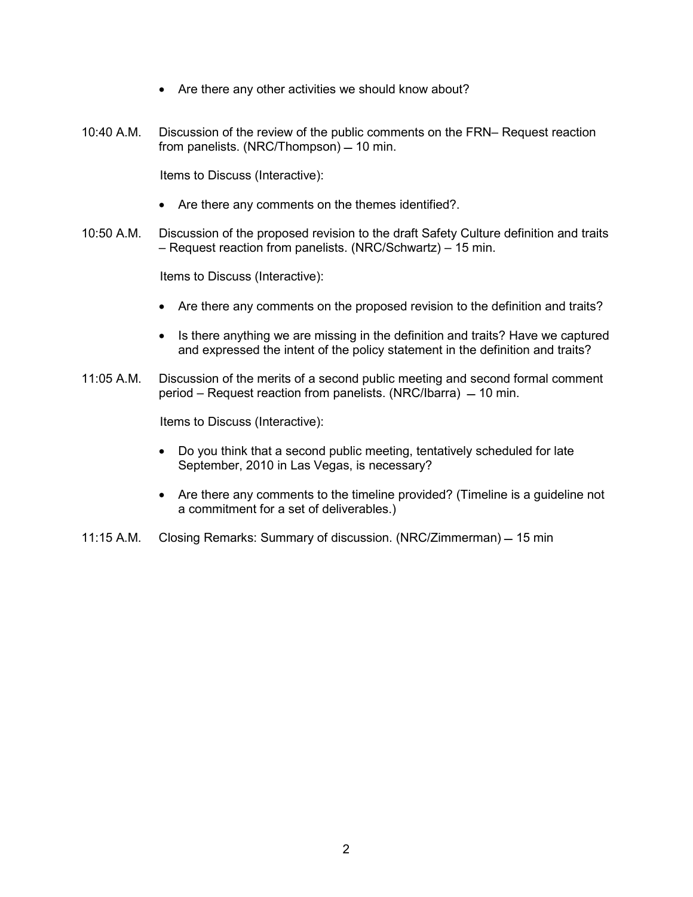- Are there any other activities we should know about?

10:40 A.M. Discussion of the review of the public comments on the FRN– Request reaction from panelists. (NRC/Thompson) – 10 min.

Items to Discuss (Interactive):

- Are there any comments on the themes identified?.

10:50 A.M. Discussion of the proposed revision to the draft Safety Culture definition and traits – Request reaction from panelists. (NRC/Schwartz) – 15 min.

Items to Discuss (Interactive):

- Are there any comments on the proposed revision to the definition and traits?
- Is there anything we are missing in the definition and traits? Have we captured and expressed the intent of the policy statement in the definition and traits?

11:05 A.M. Discussion of the merits of a second public meeting and second formal comment period – Request reaction from panelists. (NRC/Ibarra) – 10 min.

Items to Discuss (Interactive):

- Do you think that a second public meeting, tentatively scheduled for late September, 2010 in Las Vegas, is necessary?
- Are there any comments to the timeline provided? (Timeline is a guideline not a commitment for a set of deliverables.)

11:15 A.M. Closing Remarks: Summary of discussion. (NRC/Zimmerman) – 15 min